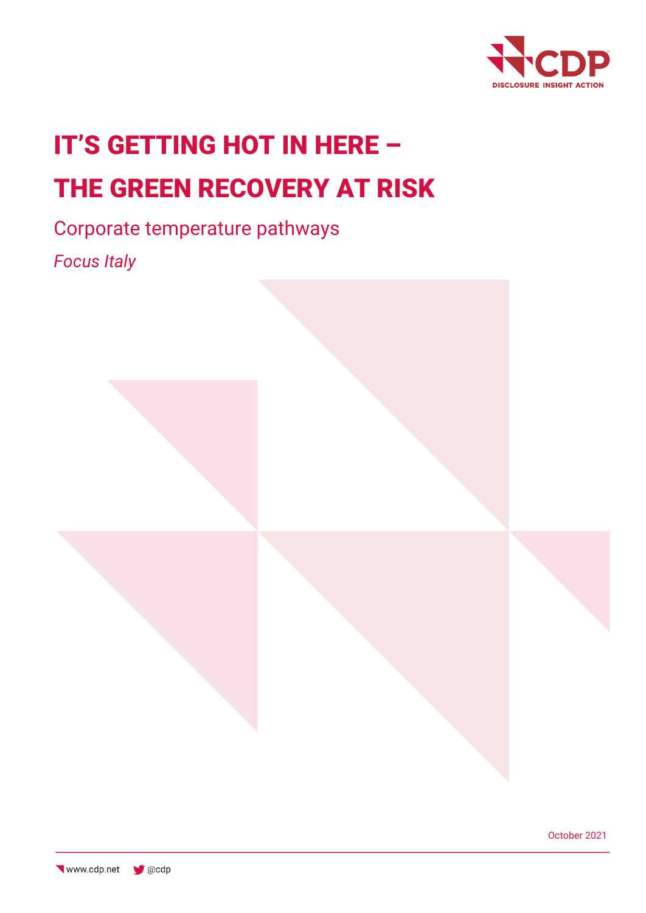CDP
DISCLOSURE INSIGHT ACTION

# IT'S GETTING HOT IN HERE – THE GREEN RECOVERY AT RISK

## Corporate temperature pathways

*Focus Italy*

October 2021

www.cdp.net @cdp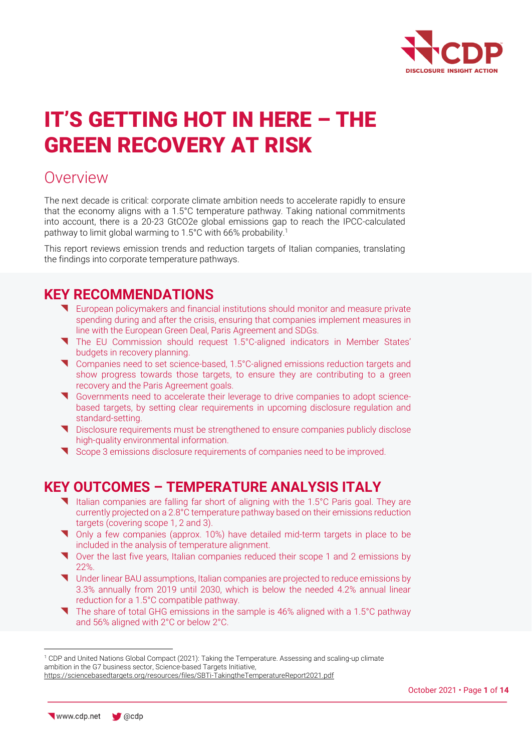# IT'S GETTING HOT IN HERE – THE GREEN RECOVERY AT RISK

## Overview

The next decade is critical: corporate climate ambition needs to accelerate rapidly to ensure that the economy aligns with a 1.5°C temperature pathway. Taking national commitments into account, there is a 20-23 GtCO2e global emissions gap to reach the IPCC-calculated pathway to limit global warming to 1.5°C with 66% probability.[1]

This report reviews emission trends and reduction targets of Italian companies, translating the findings into corporate temperature pathways.

## KEY RECOMMENDATIONS

- European policymakers and financial institutions should monitor and measure private spending during and after the crisis, ensuring that companies implement measures in line with the European Green Deal, Paris Agreement and SDGs.
- The EU Commission should request 1.5°C-aligned indicators in Member States' budgets in recovery planning.
- Companies need to set science-based, 1.5°C-aligned emissions reduction targets and show progress towards those targets, to ensure they are contributing to a green recovery and the Paris Agreement goals.
- Governments need to accelerate their leverage to drive companies to adopt science-based targets, by setting clear requirements in upcoming disclosure regulation and standard-setting.
- Disclosure requirements must be strengthened to ensure companies publicly disclose high-quality environmental information.
- Scope 3 emissions disclosure requirements of companies need to be improved.

## KEY OUTCOMES – TEMPERATURE ANALYSIS ITALY

- Italian companies are falling far short of aligning with the 1.5°C Paris goal. They are currently projected on a 2.8°C temperature pathway based on their emissions reduction targets (covering scope 1, 2 and 3).
- Only a few companies (approx. 10%) have detailed mid-term targets in place to be included in the analysis of temperature alignment.
- Over the last five years, Italian companies reduced their scope 1 and 2 emissions by 22%.
- Under linear BAU assumptions, Italian companies are projected to reduce emissions by 3.3% annually from 2019 until 2030, which is below the needed 4.2% annual linear reduction for a 1.5°C compatible pathway.
- The share of total GHG emissions in the sample is 46% aligned with a 1.5°C pathway and 56% aligned with 2°C or below 2°C.

---

[1] CDP and United Nations Global Compact (2021): Taking the Temperature. Assessing and scaling-up climate ambition in the G7 business sector, Science-based Targets Initiative, https://sciencebasedtargets.org/resources/files/SBTi-TakingtheTemperatureReport2021.pdf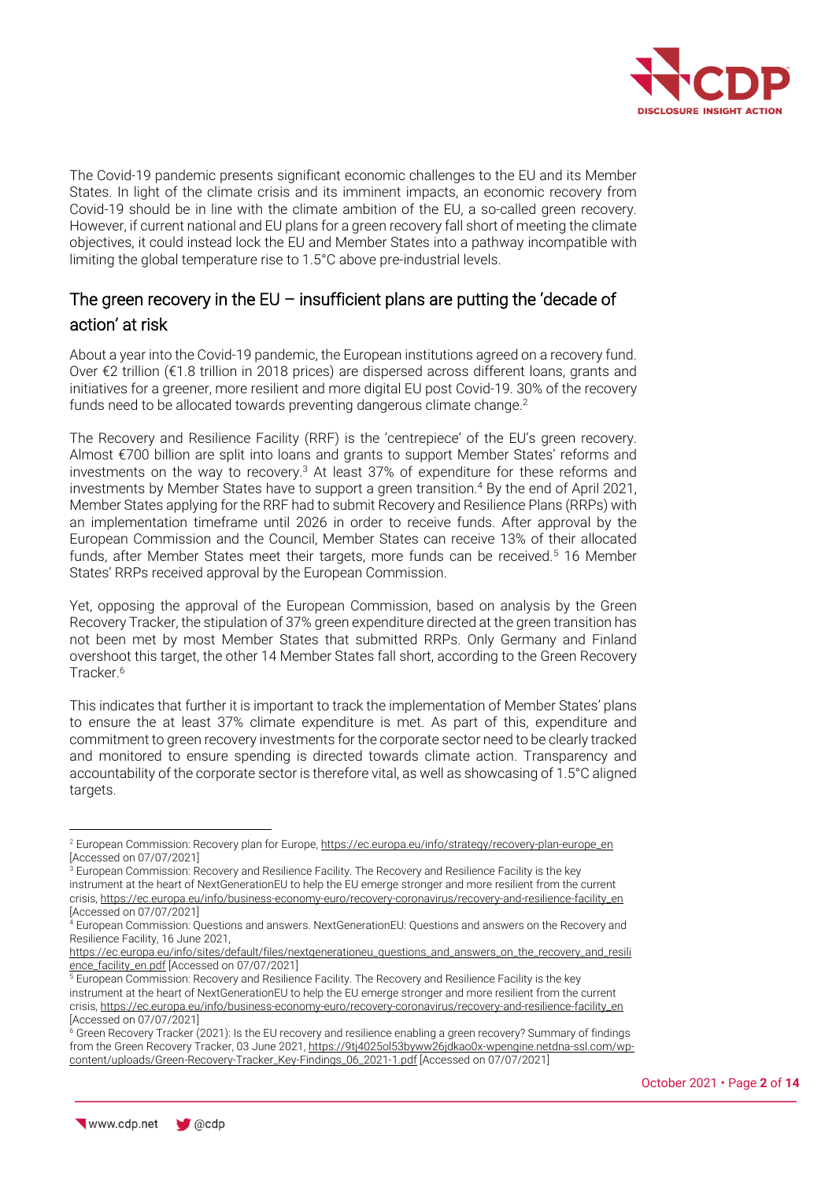The Covid-19 pandemic presents significant economic challenges to the EU and its Member States. In light of the climate crisis and its imminent impacts, an economic recovery from Covid-19 should be in line with the climate ambition of the EU, a so-called green recovery. However, if current national and EU plans for a green recovery fall short of meeting the climate objectives, it could instead lock the EU and Member States into a pathway incompatible with limiting the global temperature rise to 1.5°C above pre-industrial levels.

## The green recovery in the EU – insufficient plans are putting the 'decade of action' at risk

About a year into the Covid-19 pandemic, the European institutions agreed on a recovery fund. Over €2 trillion (€1.8 trillion in 2018 prices) are dispersed across different loans, grants and initiatives for a greener, more resilient and more digital EU post Covid-19. 30% of the recovery funds need to be allocated towards preventing dangerous climate change.[2]

The Recovery and Resilience Facility (RRF) is the 'centrepiece' of the EU's green recovery. Almost €700 billion are split into loans and grants to support Member States' reforms and investments on the way to recovery.[3] At least 37% of expenditure for these reforms and investments by Member States have to support a green transition.[4] By the end of April 2021, Member States applying for the RRF had to submit Recovery and Resilience Plans (RRPs) with an implementation timeframe until 2026 in order to receive funds. After approval by the European Commission and the Council, Member States can receive 13% of their allocated funds, after Member States meet their targets, more funds can be received.[5] 16 Member States' RRPs received approval by the European Commission.

Yet, opposing the approval of the European Commission, based on analysis by the Green Recovery Tracker, the stipulation of 37% green expenditure directed at the green transition has not been met by most Member States that submitted RRPs. Only Germany and Finland overshoot this target, the other 14 Member States fall short, according to the Green Recovery Tracker.[6]

This indicates that further it is important to track the implementation of Member States' plans to ensure the at least 37% climate expenditure is met. As part of this, expenditure and commitment to green recovery investments for the corporate sector need to be clearly tracked and monitored to ensure spending is directed towards climate action. Transparency and accountability of the corporate sector is therefore vital, as well as showcasing of 1.5°C aligned targets.

---

[2] European Commission: Recovery plan for Europe, https://ec.europa.eu/info/strategy/recovery-plan-europe_en [Accessed on 07/07/2021]

[3] European Commission: Recovery and Resilience Facility. The Recovery and Resilience Facility is the key instrument at the heart of NextGenerationEU to help the EU emerge stronger and more resilient from the current crisis, https://ec.europa.eu/info/business-economy-euro/recovery-coronavirus/recovery-and-resilience-facility_en [Accessed on 07/07/2021]

[4] European Commission: Questions and answers. NextGenerationEU: Questions and answers on the Recovery and Resilience Facility, 16 June 2021, https://ec.europa.eu/info/sites/default/files/nextgenerationeu_questions_and_answers_on_the_recovery_and_resilience_facility_en.pdf [Accessed on 07/07/2021]

[5] European Commission: Recovery and Resilience Facility. The Recovery and Resilience Facility is the key instrument at the heart of NextGenerationEU to help the EU emerge stronger and more resilient from the current crisis, https://ec.europa.eu/info/business-economy-euro/recovery-coronavirus/recovery-and-resilience-facility_en [Accessed on 07/07/2021]

[6] Green Recovery Tracker (2021): Is the EU recovery and resilience enabling a green recovery? Summary of findings from the Green Recovery Tracker, 03 June 2021, https://9tj4025ol53byww26jdkao0x-wpengine.netdna-ssl.com/wp-content/uploads/Green-Recovery-Tracker_Key-Findings_06_2021-1.pdf [Accessed on 07/07/2021]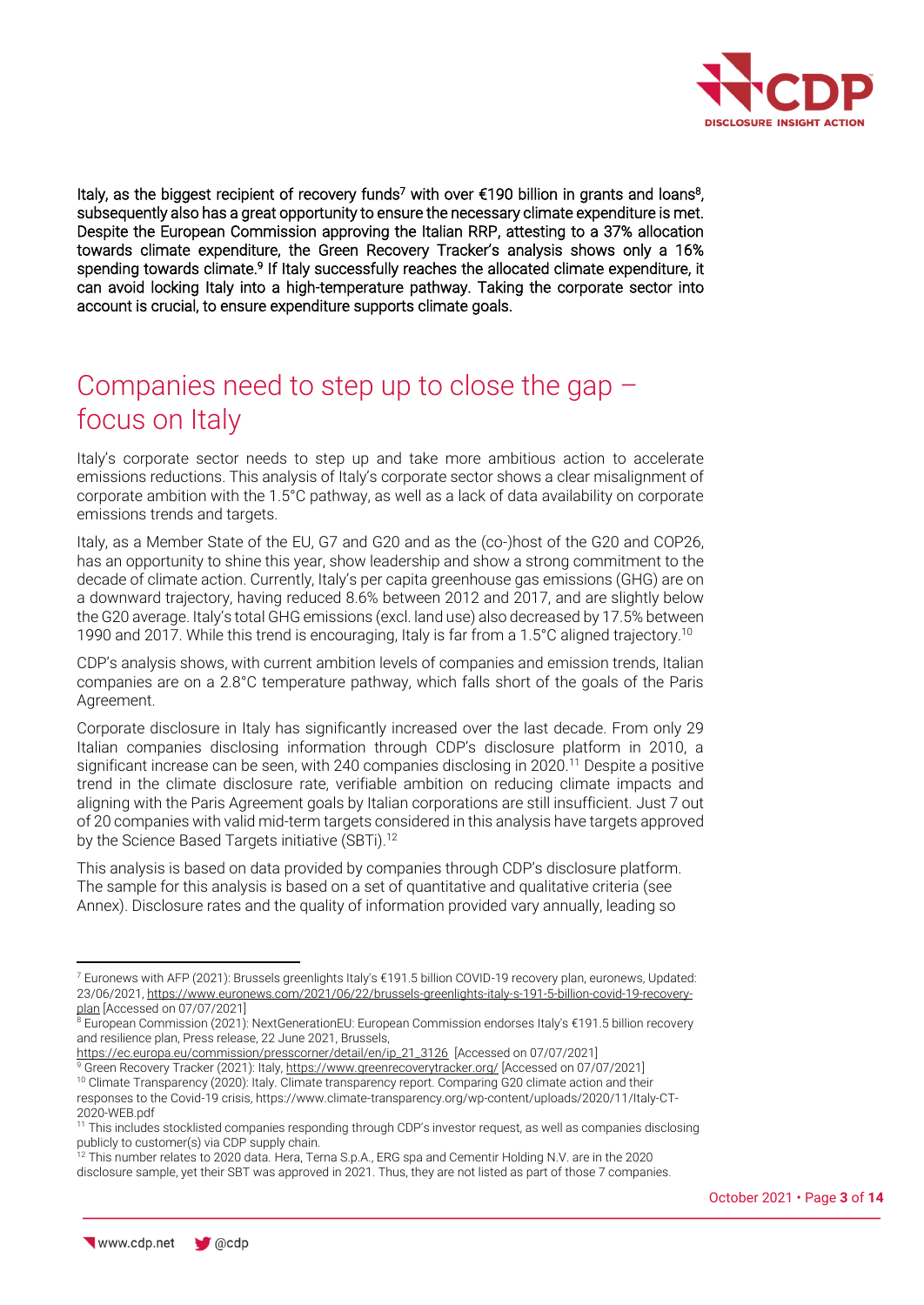Italy, as the biggest recipient of recovery funds[7] with over €190 billion in grants and loans[8], subsequently also has a great opportunity to ensure the necessary climate expenditure is met. Despite the European Commission approving the Italian RRP, attesting to a 37% allocation towards climate expenditure, the Green Recovery Tracker's analysis shows only a 16% spending towards climate.[9] If Italy successfully reaches the allocated climate expenditure, it can avoid locking Italy into a high-temperature pathway. Taking the corporate sector into account is crucial, to ensure expenditure supports climate goals.

## Companies need to step up to close the gap – focus on Italy

Italy's corporate sector needs to step up and take more ambitious action to accelerate emissions reductions. This analysis of Italy's corporate sector shows a clear misalignment of corporate ambition with the 1.5°C pathway, as well as a lack of data availability on corporate emissions trends and targets.

Italy, as a Member State of the EU, G7 and G20 and as the (co-)host of the G20 and COP26, has an opportunity to shine this year, show leadership and show a strong commitment to the decade of climate action. Currently, Italy's per capita greenhouse gas emissions (GHG) are on a downward trajectory, having reduced 8.6% between 2012 and 2017, and are slightly below the G20 average. Italy's total GHG emissions (excl. land use) also decreased by 17.5% between 1990 and 2017. While this trend is encouraging, Italy is far from a 1.5°C aligned trajectory.[10]

CDP's analysis shows, with current ambition levels of companies and emission trends, Italian companies are on a 2.8°C temperature pathway, which falls short of the goals of the Paris Agreement.

Corporate disclosure in Italy has significantly increased over the last decade. From only 29 Italian companies disclosing information through CDP's disclosure platform in 2010, a significant increase can be seen, with 240 companies disclosing in 2020.[11] Despite a positive trend in the climate disclosure rate, verifiable ambition on reducing climate impacts and aligning with the Paris Agreement goals by Italian corporations are still insufficient. Just 7 out of 20 companies with valid mid-term targets considered in this analysis have targets approved by the Science Based Targets initiative (SBTi).[12]

This analysis is based on data provided by companies through CDP's disclosure platform. The sample for this analysis is based on a set of quantitative and qualitative criteria (see Annex). Disclosure rates and the quality of information provided vary annually, leading so

---

[7] Euronews with AFP (2021): Brussels greenlights Italy's €191.5 billion COVID-19 recovery plan, euronews, Updated: 23/06/2021, https://www.euronews.com/2021/06/22/brussels-greenlights-italy-s-191-5-billion-covid-19-recovery-plan [Accessed on 07/07/2021]

[8] European Commission (2021): NextGenerationEU: European Commission endorses Italy's €191.5 billion recovery and resilience plan, Press release, 22 June 2021, Brussels, https://ec.europa.eu/commission/presscorner/detail/en/ip_21_3126 [Accessed on 07/07/2021]

[9] Green Recovery Tracker (2021): Italy, https://www.greenrecoverytracker.org/ [Accessed on 07/07/2021]

[10] Climate Transparency (2020): Italy. Climate transparency report. Comparing G20 climate action and their responses to the Covid-19 crisis, https://www.climate-transparency.org/wp-content/uploads/2020/11/Italy-CT-2020-WEB.pdf

[11] This includes stocklisted companies responding through CDP's investor request, as well as companies disclosing publicly to customer(s) via CDP supply chain.

[12] This number relates to 2020 data. Hera, Terna S.p.A., ERG spa and Cementir Holding N.V. are in the 2020 disclosure sample, yet their SBT was approved in 2021. Thus, they are not listed as part of those 7 companies.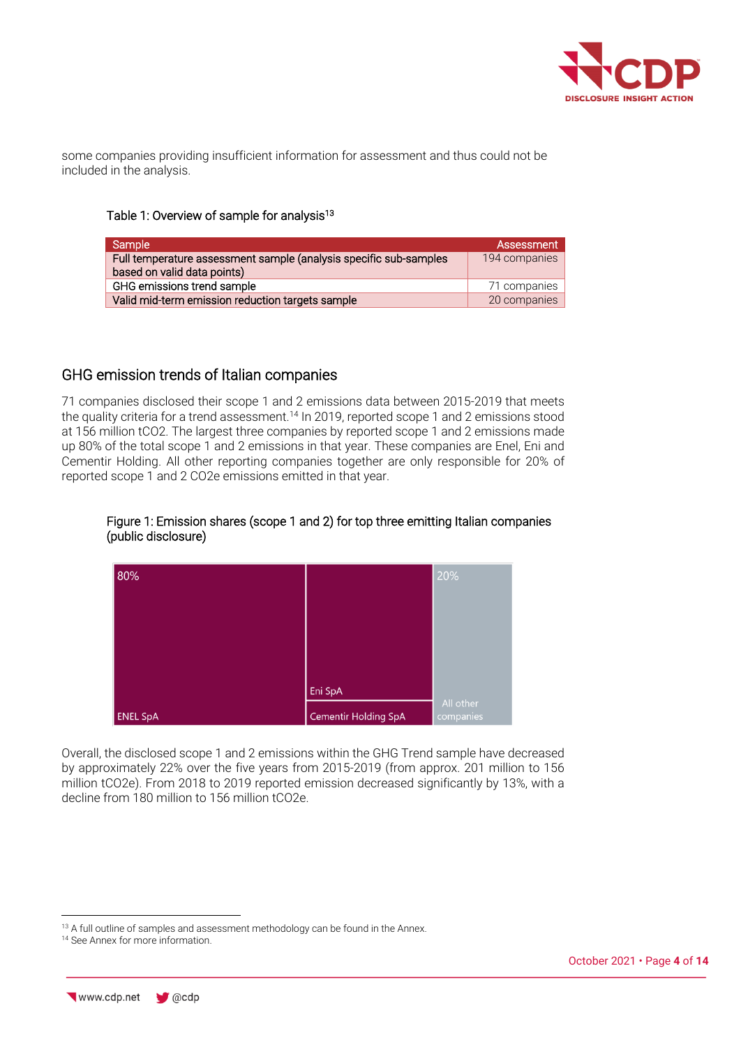some companies providing insufficient information for assessment and thus could not be included in the analysis.

Table 1: Overview of sample for analysis[13]

| Sample | Assessment |
|---|---|
| Full temperature assessment sample (analysis specific sub-samples based on valid data points) | 194 companies |
| GHG emissions trend sample | 71 companies |
| Valid mid-term emission reduction targets sample | 20 companies |

## GHG emission trends of Italian companies

71 companies disclosed their scope 1 and 2 emissions data between 2015-2019 that meets the quality criteria for a trend assessment.[14] In 2019, reported scope 1 and 2 emissions stood at 156 million $tCO_2$. The largest three companies by reported scope 1 and 2 emissions made up 80% of the total scope 1 and 2 emissions in that year. These companies are Enel, Eni and Cementir Holding. All other reporting companies together are only responsible for 20% of reported scope 1 and 2 $CO_2e$ emissions emitted in that year.

Figure 1: Emission shares (scope 1 and 2) for top three emitting Italian companies (public disclosure)

| Company | Share |
|---|---|
| ENEL SpA, Eni SpA, Cementir Holding SpA | 80% |
| All other companies | 20% |

Overall, the disclosed scope 1 and 2 emissions within the GHG Trend sample have decreased by approximately 22% over the five years from 2015-2019 (from approx. 201 million to 156 million $tCO_2e$). From 2018 to 2019 reported emission decreased significantly by 13%, with a decline from 180 million to 156 million $tCO_2e$.

[13] A full outline of samples and assessment methodology can be found in the Annex.
[14] See Annex for more information.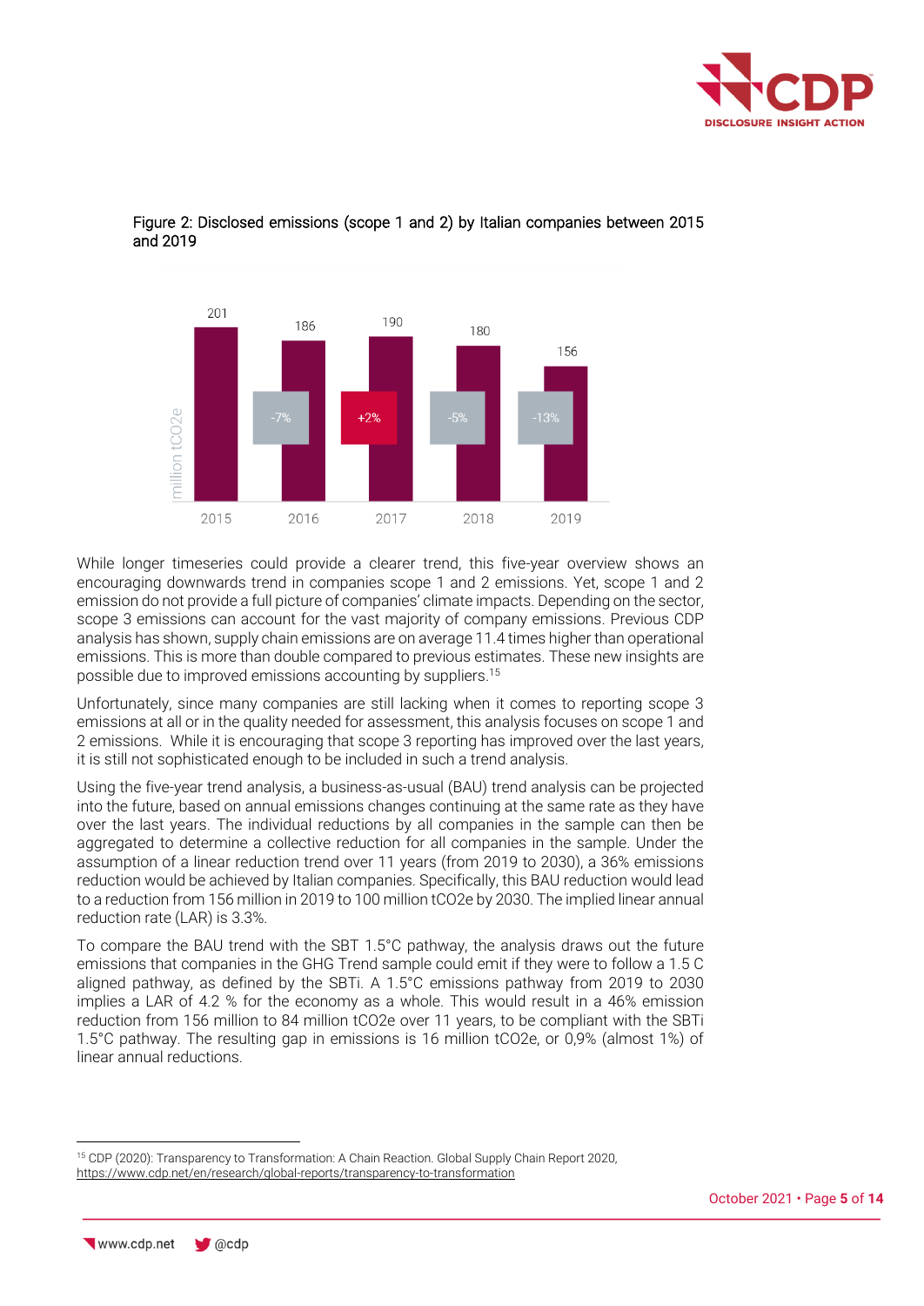Figure 2: Disclosed emissions (scope 1 and 2) by Italian companies between 2015 and 2019

| Year | Emissions (million tCO2e) | Change |
|---|---|---|
| 2015 | 201 | |
| 2016 | 186 | -7% |
| 2017 | 190 | +2% |
| 2018 | 180 | -5% |
| 2019 | 156 | -13% |

While longer timeseries could provide a clearer trend, this five-year overview shows an encouraging downwards trend in companies scope 1 and 2 emissions. Yet, scope 1 and 2 emission do not provide a full picture of companies' climate impacts. Depending on the sector, scope 3 emissions can account for the vast majority of company emissions. Previous CDP analysis has shown, supply chain emissions are on average 11.4 times higher than operational emissions. This is more than double compared to previous estimates. These new insights are possible due to improved emissions accounting by suppliers.[15]

Unfortunately, since many companies are still lacking when it comes to reporting scope 3 emissions at all or in the quality needed for assessment, this analysis focuses on scope 1 and 2 emissions. While it is encouraging that scope 3 reporting has improved over the last years, it is still not sophisticated enough to be included in such a trend analysis.

Using the five-year trend analysis, a business-as-usual (BAU) trend analysis can be projected into the future, based on annual emissions changes continuing at the same rate as they have over the last years. The individual reductions by all companies in the sample can then be aggregated to determine a collective reduction for all companies in the sample. Under the assumption of a linear reduction trend over 11 years (from 2019 to 2030), a 36% emissions reduction would be achieved by Italian companies. Specifically, this BAU reduction would lead to a reduction from 156 million in 2019 to 100 million tCO2e by 2030. The implied linear annual reduction rate (LAR) is 3.3%.

To compare the BAU trend with the SBT 1.5°C pathway, the analysis draws out the future emissions that companies in the GHG Trend sample could emit if they were to follow a 1.5 C aligned pathway, as defined by the SBTi. A 1.5°C emissions pathway from 2019 to 2030 implies a LAR of 4.2 % for the economy as a whole. This would result in a 46% emission reduction from 156 million to 84 million tCO2e over 11 years, to be compliant with the SBTi 1.5°C pathway. The resulting gap in emissions is 16 million tCO2e, or 0,9% (almost 1%) of linear annual reductions.

---

[15] CDP (2020): Transparency to Transformation: A Chain Reaction. Global Supply Chain Report 2020, https://www.cdp.net/en/research/global-reports/transparency-to-transformation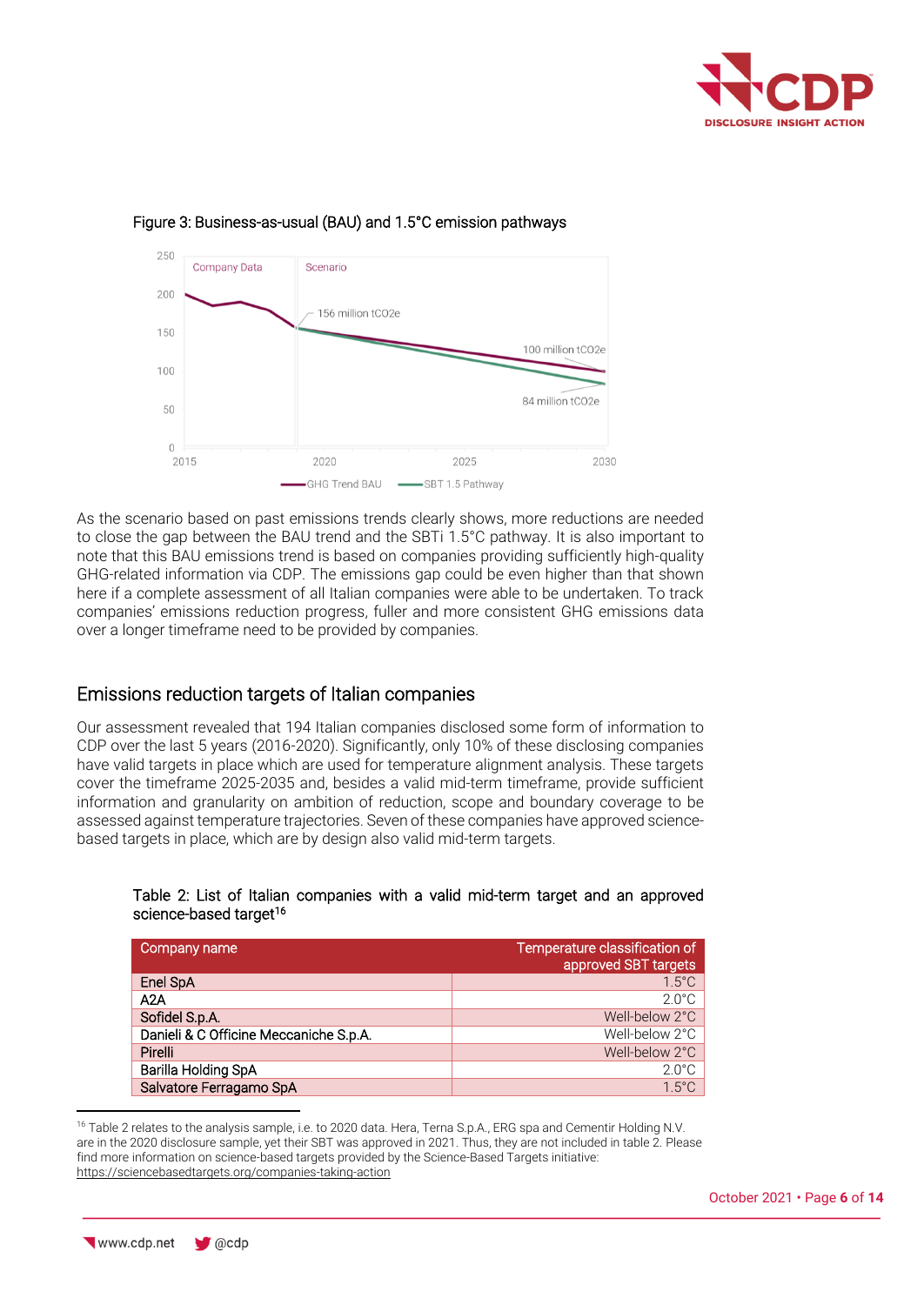Figure 3: Business-as-usual (BAU) and 1.5°C emission pathways

As the scenario based on past emissions trends clearly shows, more reductions are needed to close the gap between the BAU trend and the SBTi 1.5°C pathway. It is also important to note that this BAU emissions trend is based on companies providing sufficiently high-quality GHG-related information via CDP. The emissions gap could be even higher than that shown here if a complete assessment of all Italian companies were able to be undertaken. To track companies' emissions reduction progress, fuller and more consistent GHG emissions data over a longer timeframe need to be provided by companies.

## Emissions reduction targets of Italian companies

Our assessment revealed that 194 Italian companies disclosed some form of information to CDP over the last 5 years (2016-2020). Significantly, only 10% of these disclosing companies have valid targets in place which are used for temperature alignment analysis. These targets cover the timeframe 2025-2035 and, besides a valid mid-term timeframe, provide sufficient information and granularity on ambition of reduction, scope and boundary coverage to be assessed against temperature trajectories. Seven of these companies have approved science-based targets in place, which are by design also valid mid-term targets.

Table 2: List of Italian companies with a valid mid-term target and an approved science-based target[16]

| Company name | Temperature classification of approved SBT targets |
|---|---|
| Enel SpA | 1.5°C |
| A2A | 2.0°C |
| Sofidel S.p.A. | Well-below 2°C |
| Danieli & C Officine Meccaniche S.p.A. | Well-below 2°C |
| Pirelli | Well-below 2°C |
| Barilla Holding SpA | 2.0°C |
| Salvatore Ferragamo SpA | 1.5°C |

[16] Table 2 relates to the analysis sample, i.e. to 2020 data. Hera, Terna S.p.A., ERG spa and Cementir Holding N.V. are in the 2020 disclosure sample, yet their SBT was approved in 2021. Thus, they are not included in table 2. Please find more information on science-based targets provided by the Science-Based Targets initiative: https://sciencebasedtargets.org/companies-taking-action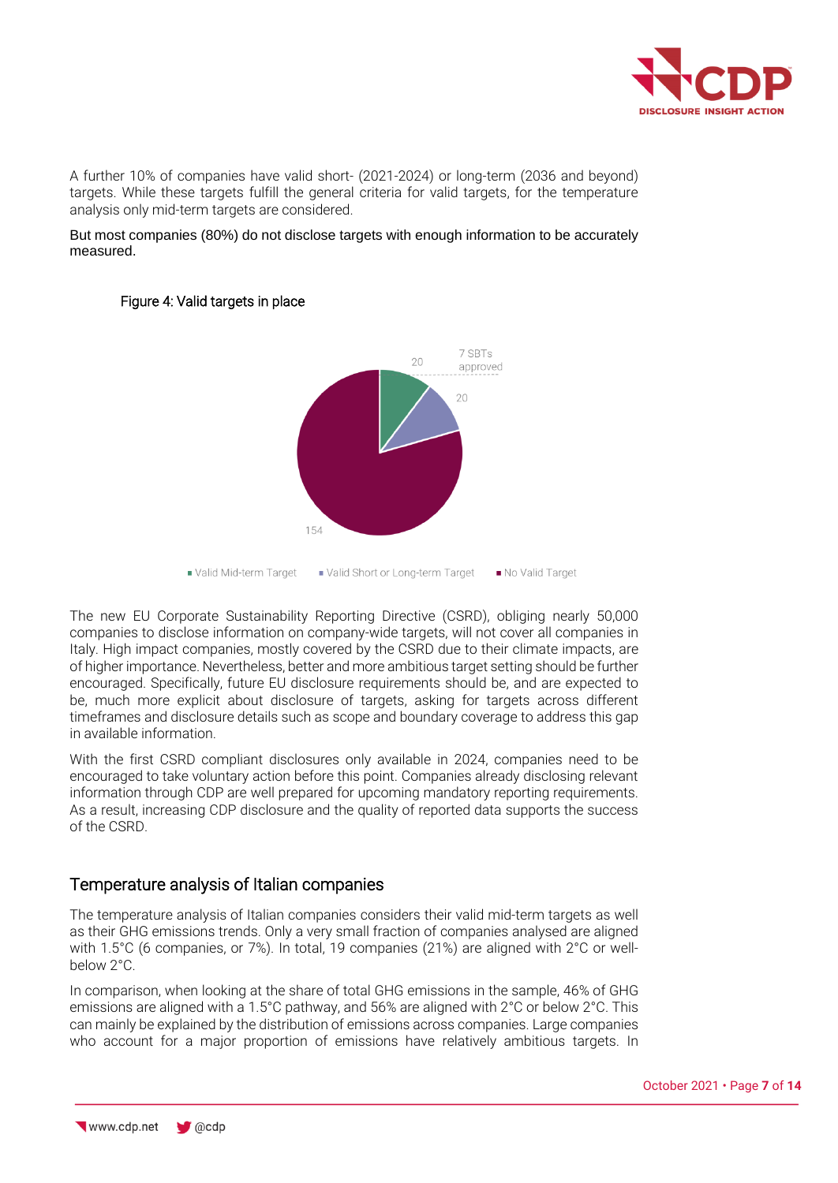A further 10% of companies have valid short- (2021-2024) or long-term (2036 and beyond) targets. While these targets fulfill the general criteria for valid targets, for the temperature analysis only mid-term targets are considered.

But most companies (80%) do not disclose targets with enough information to be accurately measured.

Figure 4: Valid targets in place

The new EU Corporate Sustainability Reporting Directive (CSRD), obliging nearly 50,000 companies to disclose information on company-wide targets, will not cover all companies in Italy. High impact companies, mostly covered by the CSRD due to their climate impacts, are of higher importance. Nevertheless, better and more ambitious target setting should be further encouraged. Specifically, future EU disclosure requirements should be, and are expected to be, much more explicit about disclosure of targets, asking for targets across different timeframes and disclosure details such as scope and boundary coverage to address this gap in available information.

With the first CSRD compliant disclosures only available in 2024, companies need to be encouraged to take voluntary action before this point. Companies already disclosing relevant information through CDP are well prepared for upcoming mandatory reporting requirements. As a result, increasing CDP disclosure and the quality of reported data supports the success of the CSRD.

## Temperature analysis of Italian companies

The temperature analysis of Italian companies considers their valid mid-term targets as well as their GHG emissions trends. Only a very small fraction of companies analysed are aligned with 1.5°C (6 companies, or 7%). In total, 19 companies (21%) are aligned with 2°C or well-below 2°C.

In comparison, when looking at the share of total GHG emissions in the sample, 46% of GHG emissions are aligned with a 1.5°C pathway, and 56% are aligned with 2°C or below 2°C. This can mainly be explained by the distribution of emissions across companies. Large companies who account for a major proportion of emissions have relatively ambitious targets. In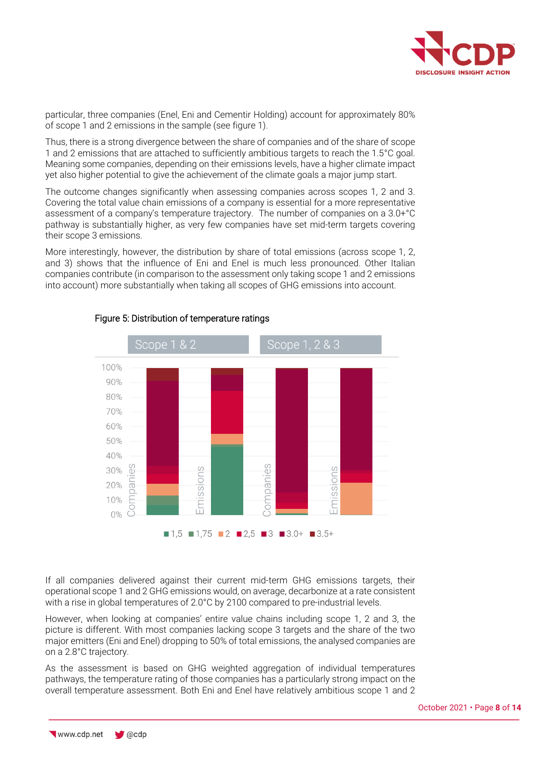particular, three companies (Enel, Eni and Cementir Holding) account for approximately 80% of scope 1 and 2 emissions in the sample (see figure 1).

Thus, there is a strong divergence between the share of companies and of the share of scope 1 and 2 emissions that are attached to sufficiently ambitious targets to reach the 1.5°C goal. Meaning some companies, depending on their emissions levels, have a higher climate impact yet also higher potential to give the achievement of the climate goals a major jump start.

The outcome changes significantly when assessing companies across scopes 1, 2 and 3. Covering the total value chain emissions of a company is essential for a more representative assessment of a company's temperature trajectory. The number of companies on a 3.0+°C pathway is substantially higher, as very few companies have set mid-term targets covering their scope 3 emissions.

More interestingly, however, the distribution by share of total emissions (across scope 1, 2, and 3) shows that the influence of Eni and Enel is much less pronounced. Other Italian companies contribute (in comparison to the assessment only taking scope 1 and 2 emissions into account) more substantially when taking all scopes of GHG emissions into account.

Figure 5: Distribution of temperature ratings

If all companies delivered against their current mid-term GHG emissions targets, their operational scope 1 and 2 GHG emissions would, on average, decarbonize at a rate consistent with a rise in global temperatures of 2.0°C by 2100 compared to pre-industrial levels.

However, when looking at companies' entire value chains including scope 1, 2 and 3, the picture is different. With most companies lacking scope 3 targets and the share of the two major emitters (Eni and Enel) dropping to 50% of total emissions, the analysed companies are on a 2.8°C trajectory.

As the assessment is based on GHG weighted aggregation of individual temperatures pathways, the temperature rating of those companies has a particularly strong impact on the overall temperature assessment. Both Eni and Enel have relatively ambitious scope 1 and 2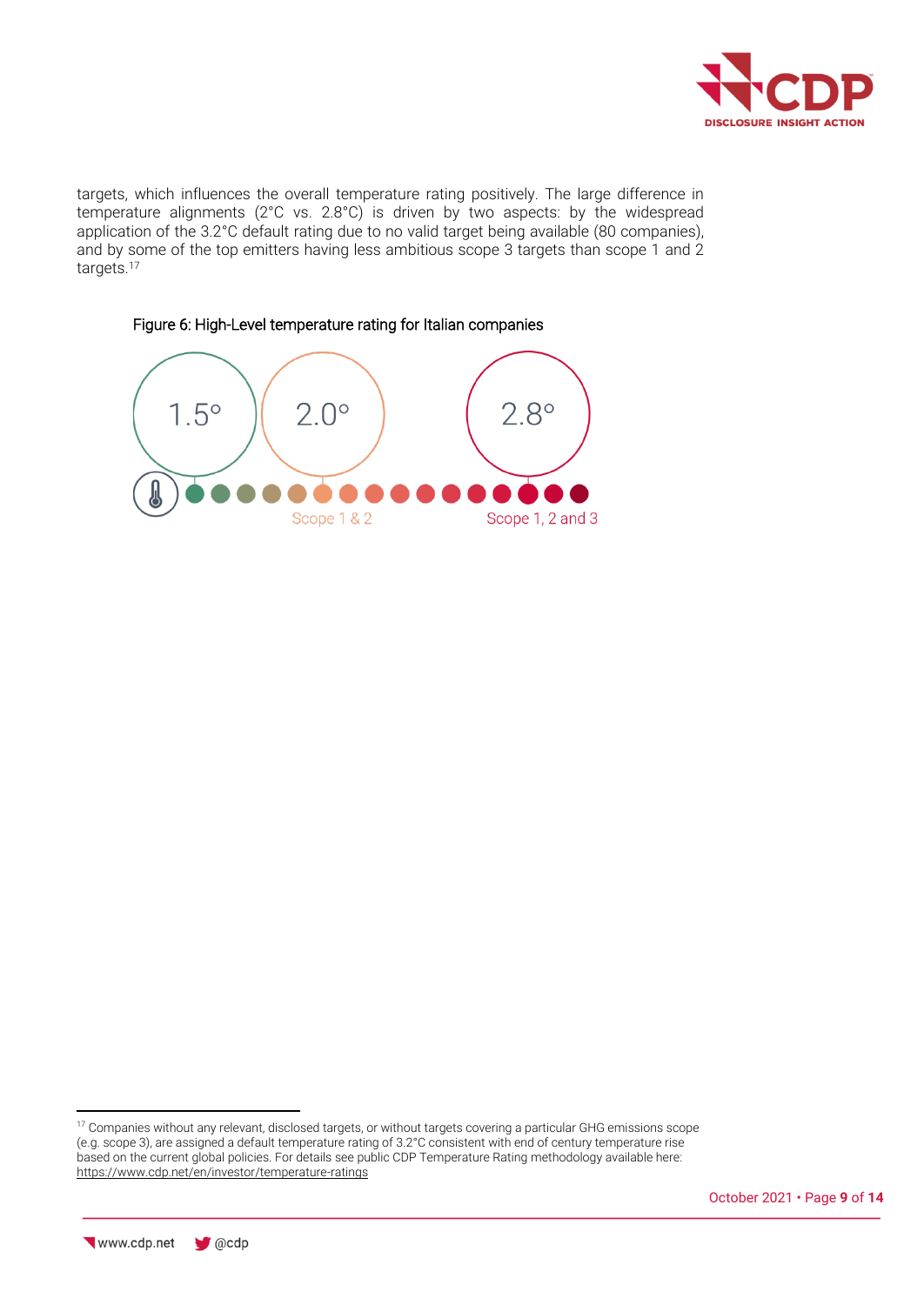targets, which influences the overall temperature rating positively. The large difference in temperature alignments (2°C vs. 2.8°C) is driven by two aspects: by the widespread application of the 3.2°C default rating due to no valid target being available (80 companies), and by some of the top emitters having less ambitious scope 3 targets than scope 1 and 2 targets.[17]

Figure 6: High-Level temperature rating for Italian companies

1.5° 2.0° 2.8°

Scope 1 & 2 Scope 1, 2 and 3

[17] Companies without any relevant, disclosed targets, or without targets covering a particular GHG emissions scope (e.g. scope 3), are assigned a default temperature rating of 3.2°C consistent with end of century temperature rise based on the current global policies. For details see public CDP Temperature Rating methodology available here: https://www.cdp.net/en/investor/temperature-ratings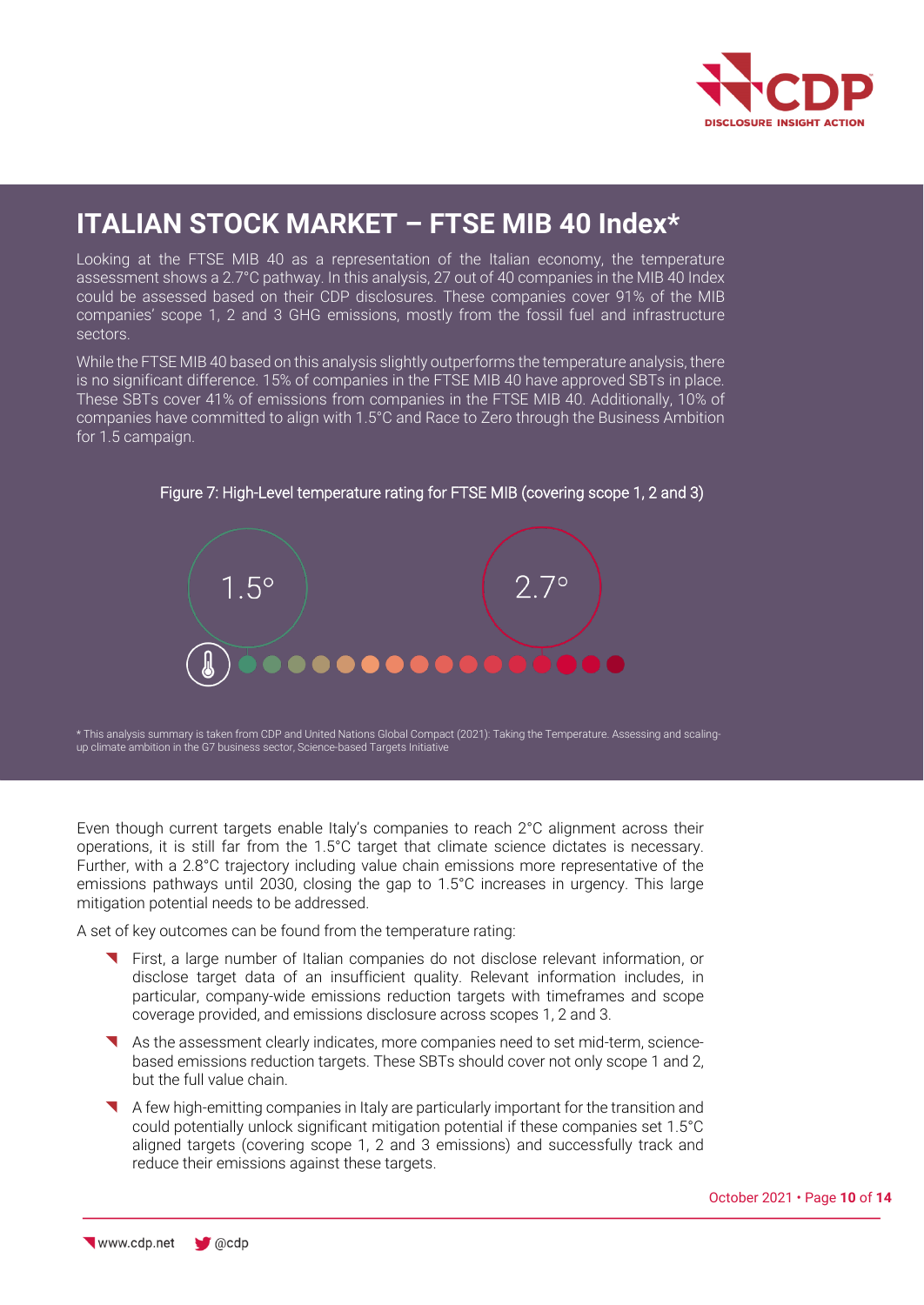# ITALIAN STOCK MARKET – FTSE MIB 40 Index*

Looking at the FTSE MIB 40 as a representation of the Italian economy, the temperature assessment shows a 2.7°C pathway. In this analysis, 27 out of 40 companies in the MIB 40 Index could be assessed based on their CDP disclosures. These companies cover 91% of the MIB companies' scope 1, 2 and 3 GHG emissions, mostly from the fossil fuel and infrastructure sectors.

While the FTSE MIB 40 based on this analysis slightly outperforms the temperature analysis, there is no significant difference. 15% of companies in the FTSE MIB 40 have approved SBTs in place. These SBTs cover 41% of emissions from companies in the FTSE MIB 40. Additionally, 10% of companies have committed to align with 1.5°C and Race to Zero through the Business Ambition for 1.5 campaign.

Figure 7: High-Level temperature rating for FTSE MIB (covering scope 1, 2 and 3)

1.5°

2.7°

* This analysis summary is taken from CDP and United Nations Global Compact (2021): Taking the Temperature. Assessing and scaling-up climate ambition in the G7 business sector, Science-based Targets Initiative

Even though current targets enable Italy's companies to reach 2°C alignment across their operations, it is still far from the 1.5°C target that climate science dictates is necessary. Further, with a 2.8°C trajectory including value chain emissions more representative of the emissions pathways until 2030, closing the gap to 1.5°C increases in urgency. This large mitigation potential needs to be addressed.

A set of key outcomes can be found from the temperature rating:

- First, a large number of Italian companies do not disclose relevant information, or disclose target data of an insufficient quality. Relevant information includes, in particular, company-wide emissions reduction targets with timeframes and scope coverage provided, and emissions disclosure across scopes 1, 2 and 3.
- As the assessment clearly indicates, more companies need to set mid-term, science-based emissions reduction targets. These SBTs should cover not only scope 1 and 2, but the full value chain.
- A few high-emitting companies in Italy are particularly important for the transition and could potentially unlock significant mitigation potential if these companies set 1.5°C aligned targets (covering scope 1, 2 and 3 emissions) and successfully track and reduce their emissions against these targets.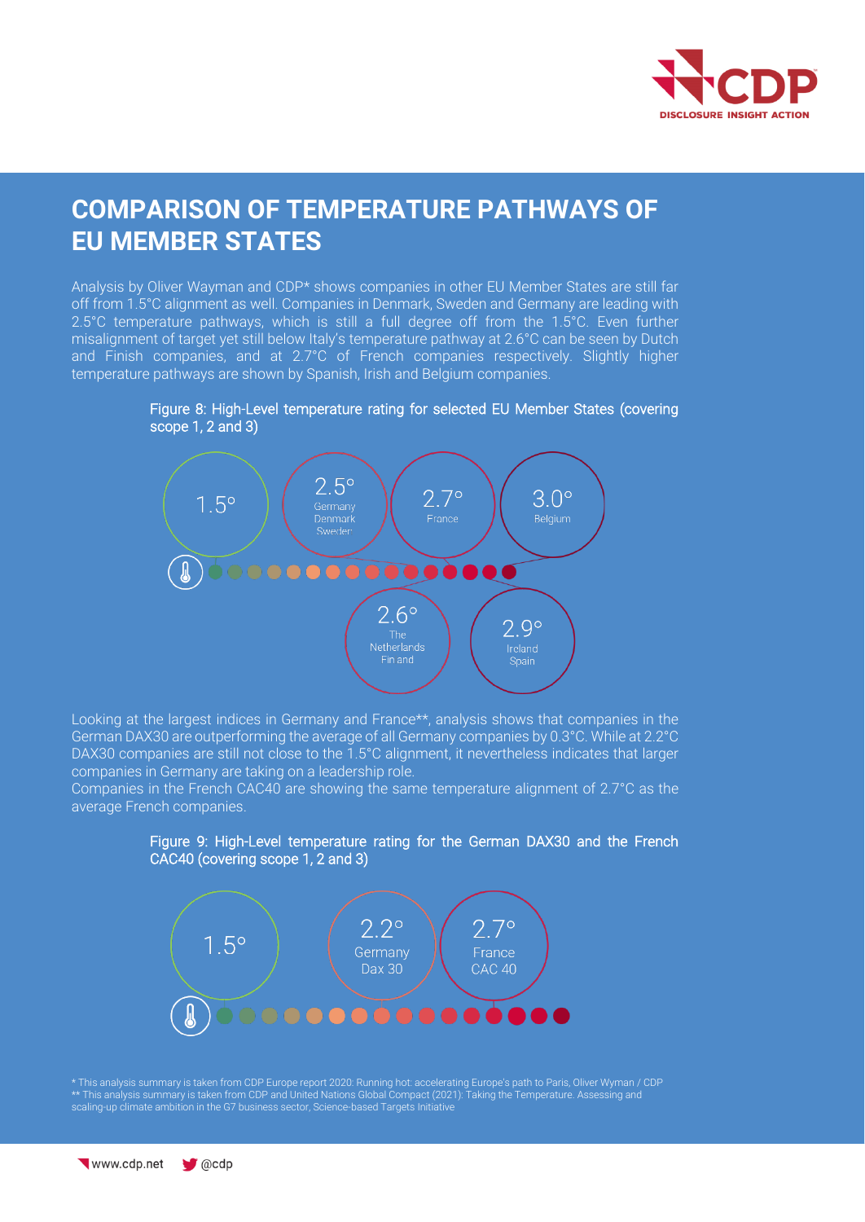# COMPARISON OF TEMPERATURE PATHWAYS OF EU MEMBER STATES

Analysis by Oliver Wayman and CDP* shows companies in other EU Member States are still far off from 1.5°C alignment as well. Companies in Denmark, Sweden and Germany are leading with 2.5°C temperature pathways, which is still a full degree off from the 1.5°C. Even further misalignment of target yet still below Italy's temperature pathway at 2.6°C can be seen by Dutch and Finish companies, and at 2.7°C of French companies respectively. Slightly higher temperature pathways are shown by Spanish, Irish and Belgium companies.

Figure 8: High-Level temperature rating for selected EU Member States (covering scope 1, 2 and 3)

1.5°

2.5° Germany Denmark Sweden

2.7° France

3.0° Belgium

2.6° The Netherlands Finland

2.9° Ireland Spain

Looking at the largest indices in Germany and France**, analysis shows that companies in the German DAX30 are outperforming the average of all Germany companies by 0.3°C. While at 2.2°C DAX30 companies are still not close to the 1.5°C alignment, it nevertheless indicates that larger companies in Germany are taking on a leadership role.
Companies in the French CAC40 are showing the same temperature alignment of 2.7°C as the average French companies.

Figure 9: High-Level temperature rating for the German DAX30 and the French CAC40 (covering scope 1, 2 and 3)

1.5°

2.2° Germany Dax 30

2.7° France CAC 40

\* This analysis summary is taken from CDP Europe report 2020: Running hot: accelerating Europe's path to Paris, Oliver Wyman / CDP
\*\* This analysis summary is taken from CDP and United Nations Global Compact (2021): Taking the Temperature. Assessing and scaling-up climate ambition in the G7 business sector, Science-based Targets Initiative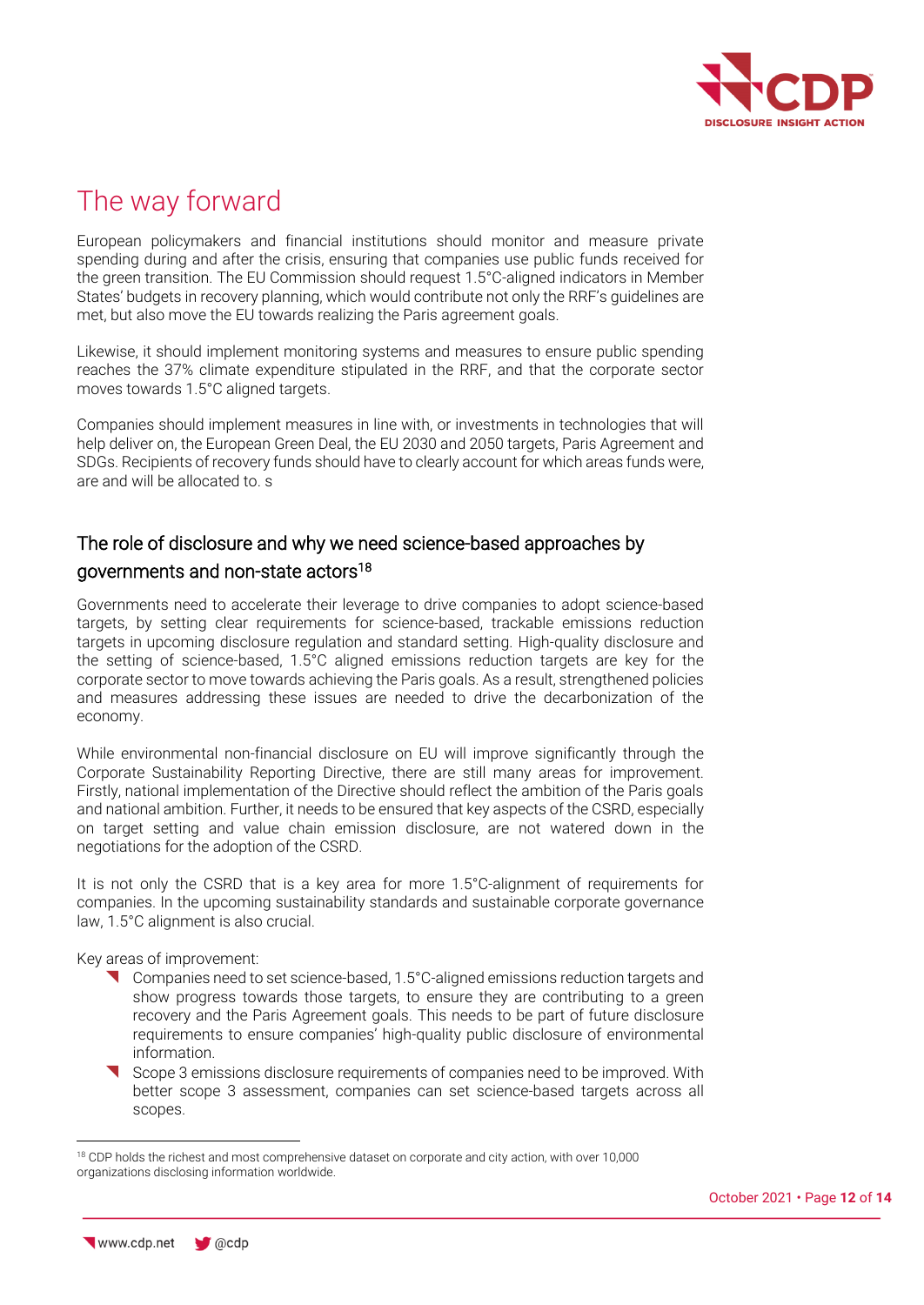# The way forward

European policymakers and financial institutions should monitor and measure private spending during and after the crisis, ensuring that companies use public funds received for the green transition. The EU Commission should request 1.5°C-aligned indicators in Member States' budgets in recovery planning, which would contribute not only the RRF's guidelines are met, but also move the EU towards realizing the Paris agreement goals.

Likewise, it should implement monitoring systems and measures to ensure public spending reaches the 37% climate expenditure stipulated in the RRF, and that the corporate sector moves towards 1.5°C aligned targets.

Companies should implement measures in line with, or investments in technologies that will help deliver on, the European Green Deal, the EU 2030 and 2050 targets, Paris Agreement and SDGs. Recipients of recovery funds should have to clearly account for which areas funds were, are and will be allocated to. s

## The role of disclosure and why we need science-based approaches by governments and non-state actors[18]

Governments need to accelerate their leverage to drive companies to adopt science-based targets, by setting clear requirements for science-based, trackable emissions reduction targets in upcoming disclosure regulation and standard setting. High-quality disclosure and the setting of science-based, 1.5°C aligned emissions reduction targets are key for the corporate sector to move towards achieving the Paris goals. As a result, strengthened policies and measures addressing these issues are needed to drive the decarbonization of the economy.

While environmental non-financial disclosure on EU will improve significantly through the Corporate Sustainability Reporting Directive, there are still many areas for improvement. Firstly, national implementation of the Directive should reflect the ambition of the Paris goals and national ambition. Further, it needs to be ensured that key aspects of the CSRD, especially on target setting and value chain emission disclosure, are not watered down in the negotiations for the adoption of the CSRD.

It is not only the CSRD that is a key area for more 1.5°C-alignment of requirements for companies. In the upcoming sustainability standards and sustainable corporate governance law, 1.5°C alignment is also crucial.

Key areas of improvement:

- Companies need to set science-based, 1.5°C-aligned emissions reduction targets and show progress towards those targets, to ensure they are contributing to a green recovery and the Paris Agreement goals. This needs to be part of future disclosure requirements to ensure companies' high-quality public disclosure of environmental information.
- Scope 3 emissions disclosure requirements of companies need to be improved. With better scope 3 assessment, companies can set science-based targets across all scopes.

[18] CDP holds the richest and most comprehensive dataset on corporate and city action, with over 10,000 organizations disclosing information worldwide.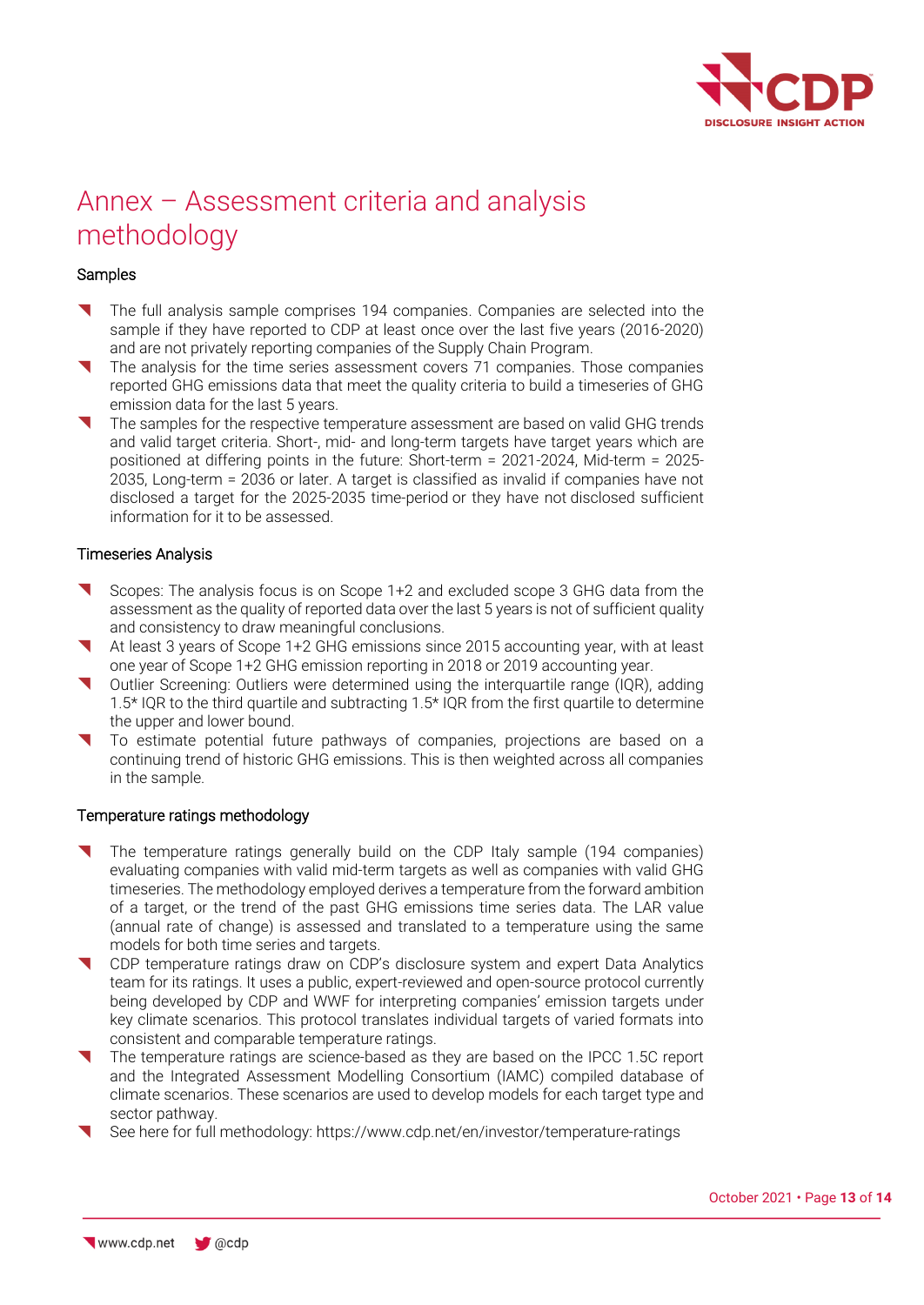# Annex – Assessment criteria and analysis methodology

### Samples

- The full analysis sample comprises 194 companies. Companies are selected into the sample if they have reported to CDP at least once over the last five years (2016-2020) and are not privately reporting companies of the Supply Chain Program.
- The analysis for the time series assessment covers 71 companies. Those companies reported GHG emissions data that meet the quality criteria to build a timeseries of GHG emission data for the last 5 years.
- The samples for the respective temperature assessment are based on valid GHG trends and valid target criteria. Short-, mid- and long-term targets have target years which are positioned at differing points in the future: Short-term = 2021-2024, Mid-term = 2025-2035, Long-term = 2036 or later. A target is classified as invalid if companies have not disclosed a target for the 2025-2035 time-period or they have not disclosed sufficient information for it to be assessed.

### Timeseries Analysis

- Scopes: The analysis focus is on Scope 1+2 and excluded scope 3 GHG data from the assessment as the quality of reported data over the last 5 years is not of sufficient quality and consistency to draw meaningful conclusions.
- At least 3 years of Scope 1+2 GHG emissions since 2015 accounting year, with at least one year of Scope 1+2 GHG emission reporting in 2018 or 2019 accounting year.
- Outlier Screening: Outliers were determined using the interquartile range (IQR), adding 1.5* IQR to the third quartile and subtracting 1.5* IQR from the first quartile to determine the upper and lower bound.
- To estimate potential future pathways of companies, projections are based on a continuing trend of historic GHG emissions. This is then weighted across all companies in the sample.

### Temperature ratings methodology

- The temperature ratings generally build on the CDP Italy sample (194 companies) evaluating companies with valid mid-term targets as well as companies with valid GHG timeseries. The methodology employed derives a temperature from the forward ambition of a target, or the trend of the past GHG emissions time series data. The LAR value (annual rate of change) is assessed and translated to a temperature using the same models for both time series and targets.
- CDP temperature ratings draw on CDP's disclosure system and expert Data Analytics team for its ratings. It uses a public, expert-reviewed and open-source protocol currently being developed by CDP and WWF for interpreting companies' emission targets under key climate scenarios. This protocol translates individual targets of varied formats into consistent and comparable temperature ratings.
- The temperature ratings are science-based as they are based on the IPCC 1.5C report and the Integrated Assessment Modelling Consortium (IAMC) compiled database of climate scenarios. These scenarios are used to develop models for each target type and sector pathway.
- See here for full methodology: https://www.cdp.net/en/investor/temperature-ratings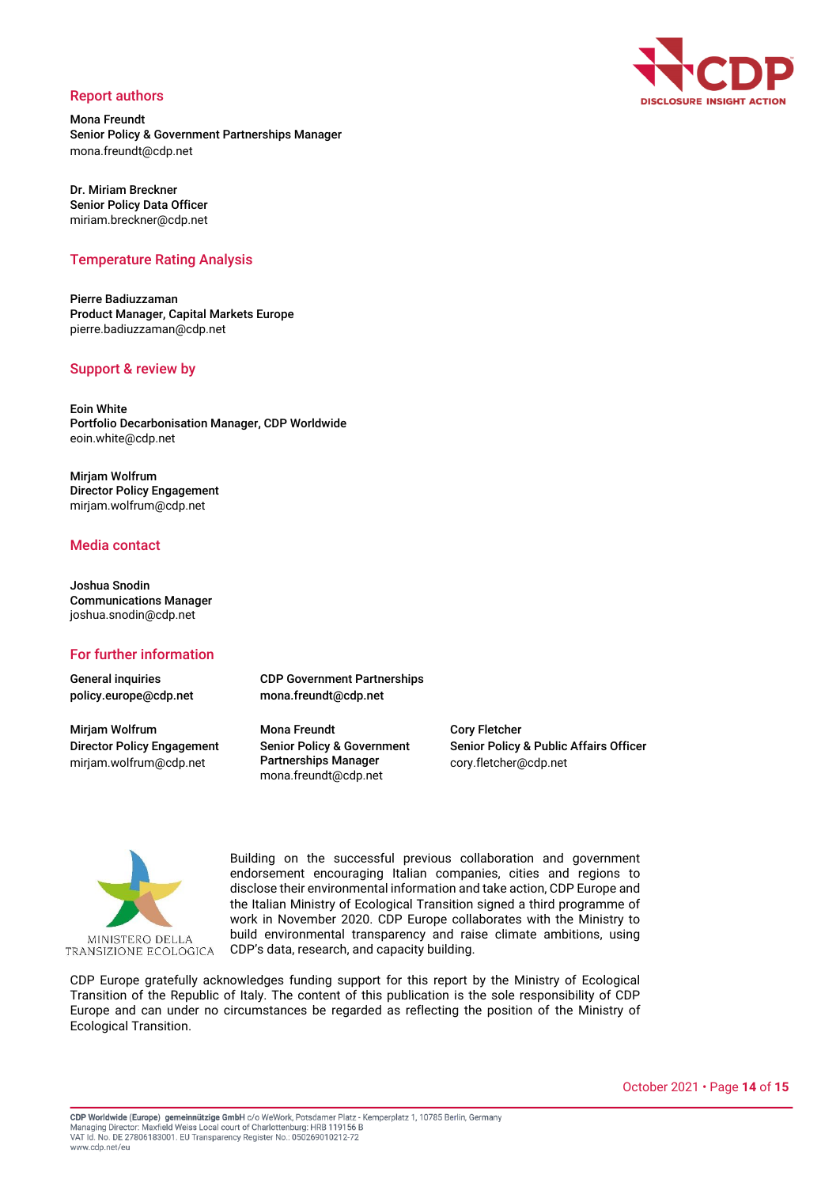## Report authors

**Mona Freundt**
**Senior Policy & Government Partnerships Manager**
mona.freundt@cdp.net

**Dr. Miriam Breckner**
**Senior Policy Data Officer**
miriam.breckner@cdp.net

## Temperature Rating Analysis

**Pierre Badiuzzaman**
**Product Manager, Capital Markets Europe**
pierre.badiuzzaman@cdp.net

## Support & review by

**Eoin White**
**Portfolio Decarbonisation Manager, CDP Worldwide**
eoin.white@cdp.net

**Mirjam Wolfrum**
**Director Policy Engagement**
mirjam.wolfrum@cdp.net

## Media contact

**Joshua Snodin**
**Communications Manager**
joshua.snodin@cdp.net

## For further information

**General inquiries**
**policy.europe@cdp.net**

**CDP Government Partnerships**
**mona.freundt@cdp.net**

**Mirjam Wolfrum**
**Director Policy Engagement**
mirjam.wolfrum@cdp.net

**Mona Freundt**
**Senior Policy & Government Partnerships Manager**
mona.freundt@cdp.net

**Cory Fletcher**
**Senior Policy & Public Affairs Officer**
cory.fletcher@cdp.net

MINISTERO DELLA TRANSIZIONE ECOLOGICA

Building on the successful previous collaboration and government endorsement encouraging Italian companies, cities and regions to disclose their environmental information and take action, CDP Europe and the Italian Ministry of Ecological Transition signed a third programme of work in November 2020. CDP Europe collaborates with the Ministry to build environmental transparency and raise climate ambitions, using CDP's data, research, and capacity building.

CDP Europe gratefully acknowledges funding support for this report by the Ministry of Ecological Transition of the Republic of Italy. The content of this publication is the sole responsibility of CDP Europe and can under no circumstances be regarded as reflecting the position of the Ministry of Ecological Transition.

**CDP Worldwide (Europe) gemeinnützige GmbH** c/o WeWork, Potsdamer Platz - Kemperplatz 1, 10785 Berlin, Germany
Managing Director: Maxfield Weiss Local court of Charlottenburg: HRB 119156 B
VAT Id. No. DE 27806183001. EU Transparency Register No.: 050269010212-72
www.cdp.net/eu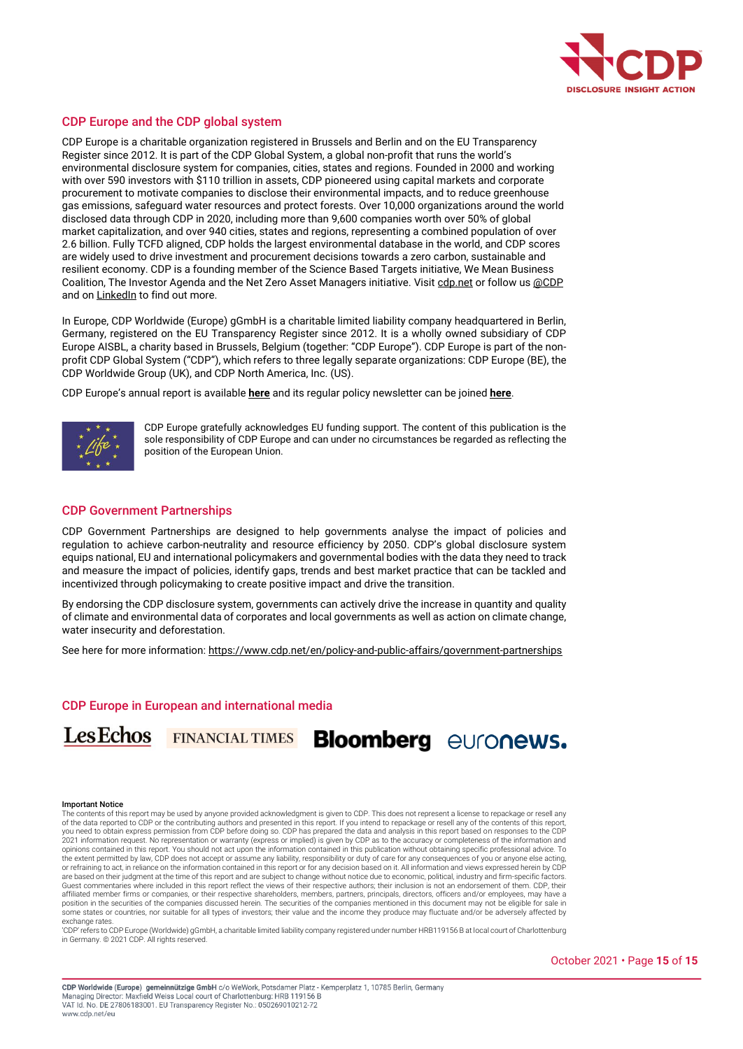## CDP Europe and the CDP global system

CDP Europe is a charitable organization registered in Brussels and Berlin and on the EU Transparency Register since 2012. It is part of the CDP Global System, a global non-profit that runs the world's environmental disclosure system for companies, cities, states and regions. Founded in 2000 and working with over 590 investors with $110 trillion in assets, CDP pioneered using capital markets and corporate procurement to motivate companies to disclose their environmental impacts, and to reduce greenhouse gas emissions, safeguard water resources and protect forests. Over 10,000 organizations around the world disclosed data through CDP in 2020, including more than 9,600 companies worth over 50% of global market capitalization, and over 940 cities, states and regions, representing a combined population of over 2.6 billion. Fully TCFD aligned, CDP holds the largest environmental database in the world, and CDP scores are widely used to drive investment and procurement decisions towards a zero carbon, sustainable and resilient economy. CDP is a founding member of the Science Based Targets initiative, We Mean Business Coalition, The Investor Agenda and the Net Zero Asset Managers initiative. Visit cdp.net or follow us @CDP and on LinkedIn to find out more.

In Europe, CDP Worldwide (Europe) gGmbH is a charitable limited liability company headquartered in Berlin, Germany, registered on the EU Transparency Register since 2012. It is a wholly owned subsidiary of CDP Europe AISBL, a charity based in Brussels, Belgium (together: "CDP Europe"). CDP Europe is part of the non-profit CDP Global System ("CDP"), which refers to three legally separate organizations: CDP Europe (BE), the CDP Worldwide Group (UK), and CDP North America, Inc. (US).

CDP Europe's annual report is available **here** and its regular policy newsletter can be joined **here**.

CDP Europe gratefully acknowledges EU funding support. The content of this publication is the sole responsibility of CDP Europe and can under no circumstances be regarded as reflecting the position of the European Union.

## CDP Government Partnerships

CDP Government Partnerships are designed to help governments analyse the impact of policies and regulation to achieve carbon-neutrality and resource efficiency by 2050. CDP's global disclosure system equips national, EU and international policymakers and governmental bodies with the data they need to track and measure the impact of policies, identify gaps, trends and best market practice that can be tackled and incentivized through policymaking to create positive impact and drive the transition.

By endorsing the CDP disclosure system, governments can actively drive the increase in quantity and quality of climate and environmental data of corporates and local governments as well as action on climate change, water insecurity and deforestation.

See here for more information: https://www.cdp.net/en/policy-and-public-affairs/government-partnerships

## CDP Europe in European and international media

Les Echos FINANCIAL TIMES Bloomberg euronews.

**Important Notice**

The contents of this report may be used by anyone provided acknowledgment is given to CDP. This does not represent a license to repackage or resell any of the data reported to CDP or the contributing authors and presented in this report. If you intend to repackage or resell any of the contents of this report, you need to obtain express permission from CDP before doing so. CDP has prepared the data and analysis in this report based on responses to the CDP 2021 information request. No representation or warranty (express or implied) is given by CDP as to the accuracy or completeness of the information and opinions contained in this report. You should not act upon the information contained in this publication without obtaining specific professional advice. To the extent permitted by law, CDP does not accept or assume any liability, responsibility or duty of care for any consequences of you or anyone else acting, or refraining to act, in reliance on the information contained in this report or for any decision based on it. All information and views expressed herein by CDP are based on their judgment at the time of this report and are subject to change without notice due to economic, political, industry and firm-specific factors. Guest commentaries where included in this report reflect the views of their respective authors; their inclusion is not an endorsement of them. CDP, their affiliated member firms or companies, or their respective shareholders, members, partners, principals, directors, officers and/or employees, may have a position in the securities of the companies discussed herein. The securities of the companies mentioned in this document may not be eligible for sale in some states or countries, nor suitable for all types of investors; their value and the income they produce may fluctuate and/or be adversely affected by exchange rates.

'CDP' refers to CDP Europe (Worldwide) gGmbH, a charitable limited liability company registered under number HRB119156 B at local court of Charlottenburg in Germany. © 2021 CDP. All rights reserved.

October 2021

**CDP Worldwide (Europe) gemeinnützige GmbH** c/o WeWork, Potsdamer Platz - Kemperplatz 1, 10785 Berlin, Germany
Managing Director: Maxfield Weiss Local court of Charlottenburg: HRB 119156 B
VAT Id. No. DE 27806183001. EU Transparency Register No.: 050269010212-72
www.cdp.net/eu